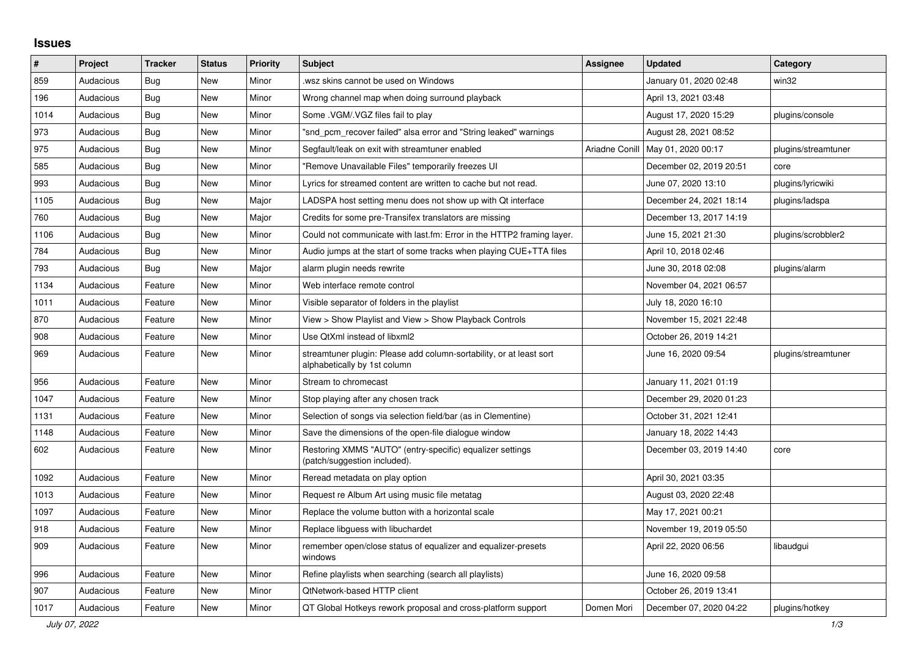## Issues

| # | Project | Tracker | Status | Priority | Subject | Assignee | Updated | Category |
|---|---|---|---|---|---|---|---|---|
| 859 | Audacious | Bug | New | Minor | .wsz skins cannot be used on Windows | | January 01, 2020 02:48 | win32 |
| 196 | Audacious | Bug | New | Minor | Wrong channel map when doing surround playback | | April 13, 2021 03:48 | |
| 1014 | Audacious | Bug | New | Minor | Some .VGM/.VGZ files fail to play | | August 17, 2020 15:29 | plugins/console |
| 973 | Audacious | Bug | New | Minor | "snd_pcm_recover failed" alsa error and "String leaked" warnings | | August 28, 2021 08:52 | |
| 975 | Audacious | Bug | New | Minor | Segfault/leak on exit with streamtuner enabled | Ariadne Conill | May 01, 2020 00:17 | plugins/streamtuner |
| 585 | Audacious | Bug | New | Minor | "Remove Unavailable Files" temporarily freezes UI | | December 02, 2019 20:51 | core |
| 993 | Audacious | Bug | New | Minor | Lyrics for streamed content are written to cache but not read. | | June 07, 2020 13:10 | plugins/lyricwiki |
| 1105 | Audacious | Bug | New | Major | LADSPA host setting menu does not show up with Qt interface | | December 24, 2021 18:14 | plugins/ladspa |
| 760 | Audacious | Bug | New | Major | Credits for some pre-Transifex translators are missing | | December 13, 2017 14:19 | |
| 1106 | Audacious | Bug | New | Minor | Could not communicate with last.fm: Error in the HTTP2 framing layer. | | June 15, 2021 21:30 | plugins/scrobbler2 |
| 784 | Audacious | Bug | New | Minor | Audio jumps at the start of some tracks when playing CUE+TTA files | | April 10, 2018 02:46 | |
| 793 | Audacious | Bug | New | Major | alarm plugin needs rewrite | | June 30, 2018 02:08 | plugins/alarm |
| 1134 | Audacious | Feature | New | Minor | Web interface remote control | | November 04, 2021 06:57 | |
| 1011 | Audacious | Feature | New | Minor | Visible separator of folders in the playlist | | July 18, 2020 16:10 | |
| 870 | Audacious | Feature | New | Minor | View > Show Playlist and View > Show Playback Controls | | November 15, 2021 22:48 | |
| 908 | Audacious | Feature | New | Minor | Use QtXml instead of libxml2 | | October 26, 2019 14:21 | |
| 969 | Audacious | Feature | New | Minor | streamtuner plugin: Please add column-sortability, or at least sort alphabetically by 1st column | | June 16, 2020 09:54 | plugins/streamtuner |
| 956 | Audacious | Feature | New | Minor | Stream to chromecast | | January 11, 2021 01:19 | |
| 1047 | Audacious | Feature | New | Minor | Stop playing after any chosen track | | December 29, 2020 01:23 | |
| 1131 | Audacious | Feature | New | Minor | Selection of songs via selection field/bar (as in Clementine) | | October 31, 2021 12:41 | |
| 1148 | Audacious | Feature | New | Minor | Save the dimensions of the open-file dialogue window | | January 18, 2022 14:43 | |
| 602 | Audacious | Feature | New | Minor | Restoring XMMS "AUTO" (entry-specific) equalizer settings (patch/suggestion included). | | December 03, 2019 14:40 | core |
| 1092 | Audacious | Feature | New | Minor | Reread metadata on play option | | April 30, 2021 03:35 | |
| 1013 | Audacious | Feature | New | Minor | Request re Album Art using music file metatag | | August 03, 2020 22:48 | |
| 1097 | Audacious | Feature | New | Minor | Replace the volume button with a horizontal scale | | May 17, 2021 00:21 | |
| 918 | Audacious | Feature | New | Minor | Replace libguess with libuchardet | | November 19, 2019 05:50 | |
| 909 | Audacious | Feature | New | Minor | remember open/close status of equalizer and equalizer-presets windows | | April 22, 2020 06:56 | libaudgui |
| 996 | Audacious | Feature | New | Minor | Refine playlists when searching (search all playlists) | | June 16, 2020 09:58 | |
| 907 | Audacious | Feature | New | Minor | QtNetwork-based HTTP client | | October 26, 2019 13:41 | |
| 1017 | Audacious | Feature | New | Minor | QT Global Hotkeys rework proposal and cross-platform support | Domen Mori | December 07, 2020 04:22 | plugins/hotkey |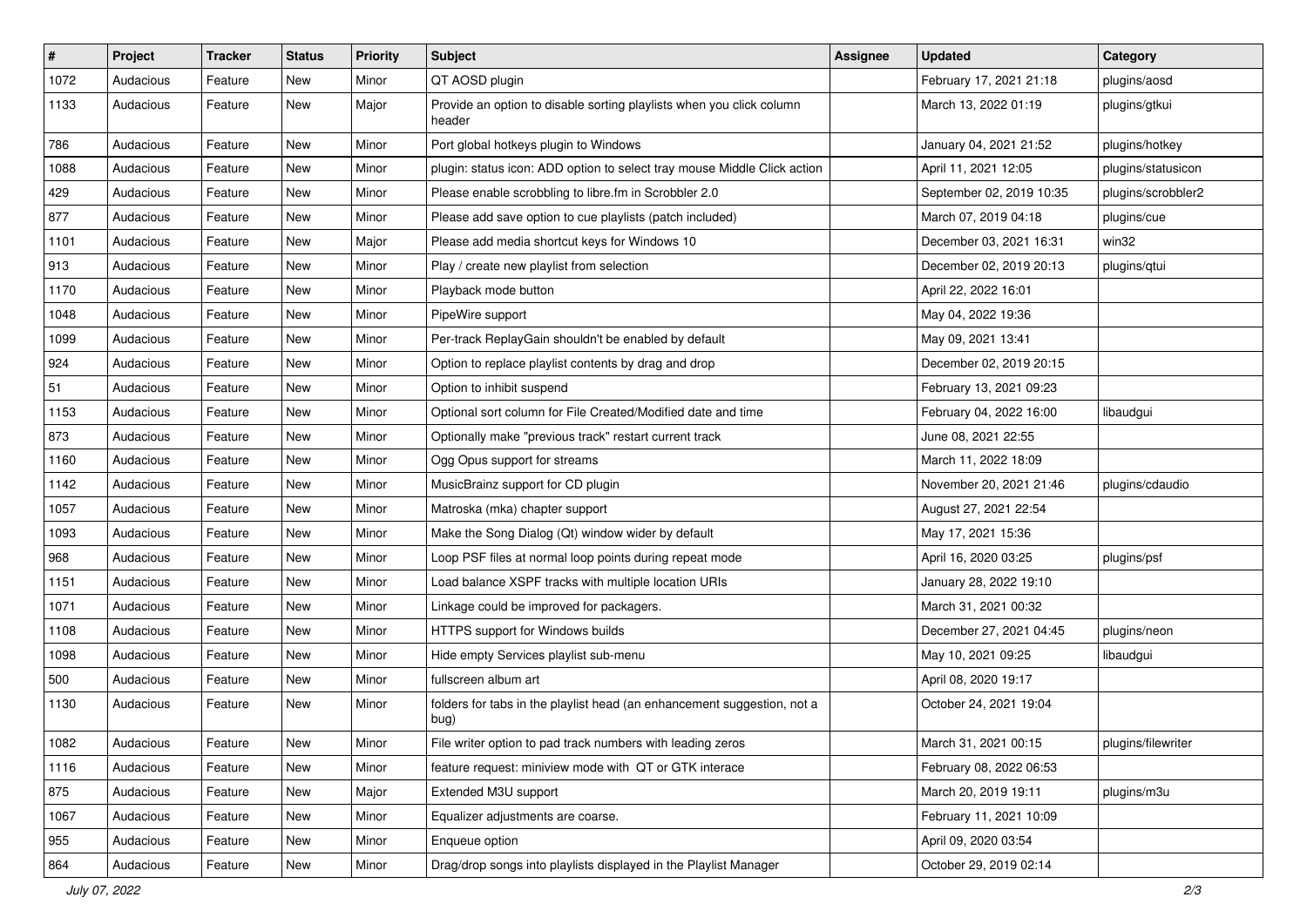| # | Project | Tracker | Status | Priority | Subject | Assignee | Updated | Category |
|---|---|---|---|---|---|---|---|---|
| 1072 | Audacious | Feature | New | Minor | QT AOSD plugin | | February 17, 2021 21:18 | plugins/aosd |
| 1133 | Audacious | Feature | New | Major | Provide an option to disable sorting playlists when you click column header | | March 13, 2022 01:19 | plugins/gtkui |
| 786 | Audacious | Feature | New | Minor | Port global hotkeys plugin to Windows | | January 04, 2021 21:52 | plugins/hotkey |
| 1088 | Audacious | Feature | New | Minor | plugin: status icon: ADD option to select tray mouse Middle Click action | | April 11, 2021 12:05 | plugins/statusicon |
| 429 | Audacious | Feature | New | Minor | Please enable scrobbling to libre.fm in Scrobbler 2.0 | | September 02, 2019 10:35 | plugins/scrobbler2 |
| 877 | Audacious | Feature | New | Minor | Please add save option to cue playlists (patch included) | | March 07, 2019 04:18 | plugins/cue |
| 1101 | Audacious | Feature | New | Major | Please add media shortcut keys for Windows 10 | | December 03, 2021 16:31 | win32 |
| 913 | Audacious | Feature | New | Minor | Play / create new playlist from selection | | December 02, 2019 20:13 | plugins/qtui |
| 1170 | Audacious | Feature | New | Minor | Playback mode button | | April 22, 2022 16:01 | |
| 1048 | Audacious | Feature | New | Minor | PipeWire support | | May 04, 2022 19:36 | |
| 1099 | Audacious | Feature | New | Minor | Per-track ReplayGain shouldn't be enabled by default | | May 09, 2021 13:41 | |
| 924 | Audacious | Feature | New | Minor | Option to replace playlist contents by drag and drop | | December 02, 2019 20:15 | |
| 51 | Audacious | Feature | New | Minor | Option to inhibit suspend | | February 13, 2021 09:23 | |
| 1153 | Audacious | Feature | New | Minor | Optional sort column for File Created/Modified date and time | | February 04, 2022 16:00 | libaudgui |
| 873 | Audacious | Feature | New | Minor | Optionally make "previous track" restart current track | | June 08, 2021 22:55 | |
| 1160 | Audacious | Feature | New | Minor | Ogg Opus support for streams | | March 11, 2022 18:09 | |
| 1142 | Audacious | Feature | New | Minor | MusicBrainz support for CD plugin | | November 20, 2021 21:46 | plugins/cdaudio |
| 1057 | Audacious | Feature | New | Minor | Matroska (mka) chapter support | | August 27, 2021 22:54 | |
| 1093 | Audacious | Feature | New | Minor | Make the Song Dialog (Qt) window wider by default | | May 17, 2021 15:36 | |
| 968 | Audacious | Feature | New | Minor | Loop PSF files at normal loop points during repeat mode | | April 16, 2020 03:25 | plugins/psf |
| 1151 | Audacious | Feature | New | Minor | Load balance XSPF tracks with multiple location URIs | | January 28, 2022 19:10 | |
| 1071 | Audacious | Feature | New | Minor | Linkage could be improved for packagers. | | March 31, 2021 00:32 | |
| 1108 | Audacious | Feature | New | Minor | HTTPS support for Windows builds | | December 27, 2021 04:45 | plugins/neon |
| 1098 | Audacious | Feature | New | Minor | Hide empty Services playlist sub-menu | | May 10, 2021 09:25 | libaudgui |
| 500 | Audacious | Feature | New | Minor | fullscreen album art | | April 08, 2020 19:17 | |
| 1130 | Audacious | Feature | New | Minor | folders for tabs in the playlist head (an enhancement suggestion, not a bug) | | October 24, 2021 19:04 | |
| 1082 | Audacious | Feature | New | Minor | File writer option to pad track numbers with leading zeros | | March 31, 2021 00:15 | plugins/filewriter |
| 1116 | Audacious | Feature | New | Minor | feature request: miniview mode with QT or GTK interace | | February 08, 2022 06:53 | |
| 875 | Audacious | Feature | New | Major | Extended M3U support | | March 20, 2019 19:11 | plugins/m3u |
| 1067 | Audacious | Feature | New | Minor | Equalizer adjustments are coarse. | | February 11, 2021 10:09 | |
| 955 | Audacious | Feature | New | Minor | Enqueue option | | April 09, 2020 03:54 | |
| 864 | Audacious | Feature | New | Minor | Drag/drop songs into playlists displayed in the Playlist Manager | | October 29, 2019 02:14 | |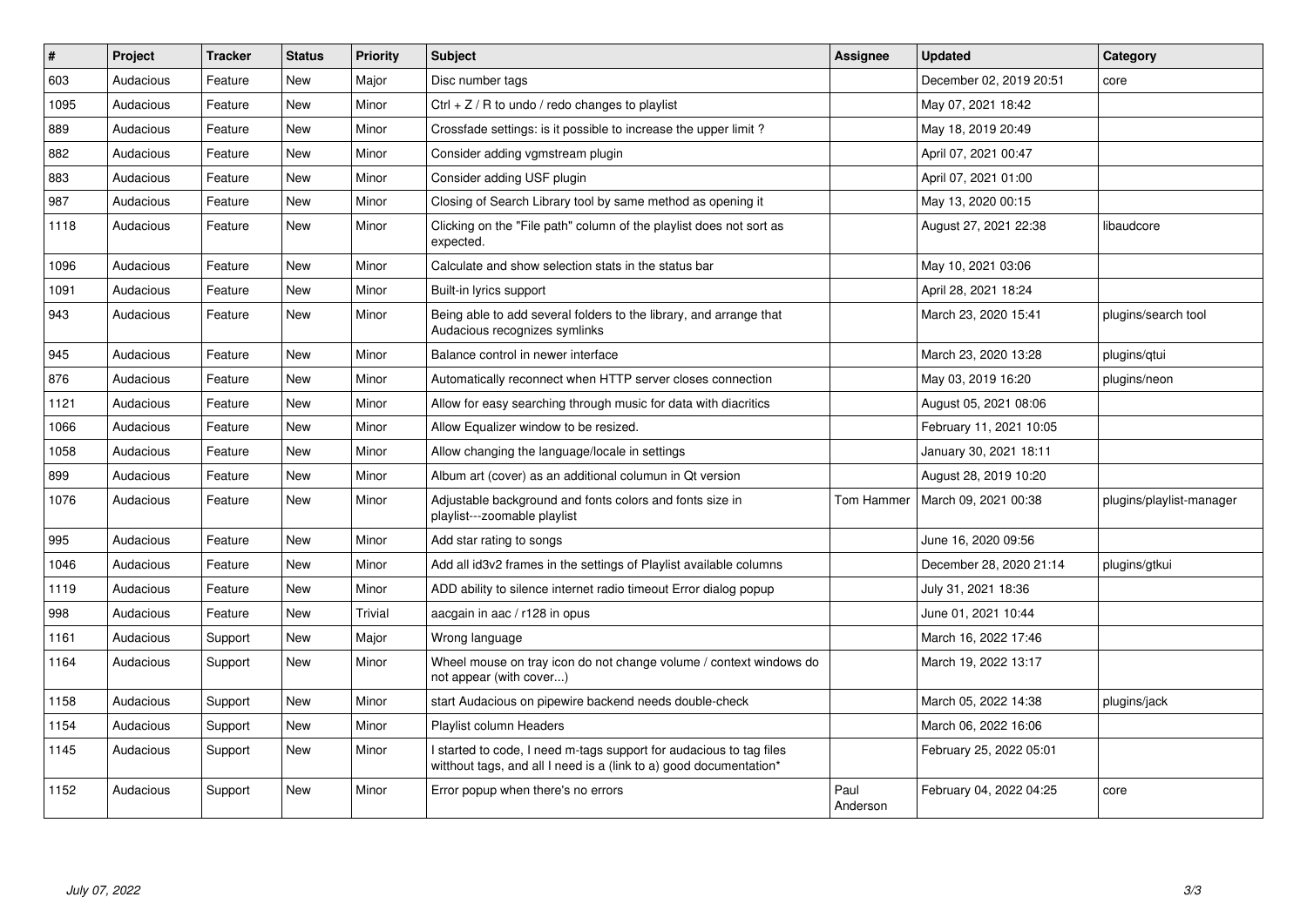| # | Project | Tracker | Status | Priority | Subject | Assignee | Updated | Category |
|---|---|---|---|---|---|---|---|---|
| 603 | Audacious | Feature | New | Major | Disc number tags | | December 02, 2019 20:51 | core |
| 1095 | Audacious | Feature | New | Minor | Ctrl + Z / R to undo / redo changes to playlist | | May 07, 2021 18:42 | |
| 889 | Audacious | Feature | New | Minor | Crossfade settings: is it possible to increase the upper limit ? | | May 18, 2019 20:49 | |
| 882 | Audacious | Feature | New | Minor | Consider adding vgmstream plugin | | April 07, 2021 00:47 | |
| 883 | Audacious | Feature | New | Minor | Consider adding USF plugin | | April 07, 2021 01:00 | |
| 987 | Audacious | Feature | New | Minor | Closing of Search Library tool by same method as opening it | | May 13, 2020 00:15 | |
| 1118 | Audacious | Feature | New | Minor | Clicking on the "File path" column of the playlist does not sort as expected. | | August 27, 2021 22:38 | libaudcore |
| 1096 | Audacious | Feature | New | Minor | Calculate and show selection stats in the status bar | | May 10, 2021 03:06 | |
| 1091 | Audacious | Feature | New | Minor | Built-in lyrics support | | April 28, 2021 18:24 | |
| 943 | Audacious | Feature | New | Minor | Being able to add several folders to the library, and arrange that Audacious recognizes symlinks | | March 23, 2020 15:41 | plugins/search tool |
| 945 | Audacious | Feature | New | Minor | Balance control in newer interface | | March 23, 2020 13:28 | plugins/qtui |
| 876 | Audacious | Feature | New | Minor | Automatically reconnect when HTTP server closes connection | | May 03, 2019 16:20 | plugins/neon |
| 1121 | Audacious | Feature | New | Minor | Allow for easy searching through music for data with diacritics | | August 05, 2021 08:06 | |
| 1066 | Audacious | Feature | New | Minor | Allow Equalizer window to be resized. | | February 11, 2021 10:05 | |
| 1058 | Audacious | Feature | New | Minor | Allow changing the language/locale in settings | | January 30, 2021 18:11 | |
| 899 | Audacious | Feature | New | Minor | Album art (cover) as an additional columun in Qt version | | August 28, 2019 10:20 | |
| 1076 | Audacious | Feature | New | Minor | Adjustable background and fonts colors and fonts size in playlist---zoomable playlist | Tom Hammer | March 09, 2021 00:38 | plugins/playlist-manager |
| 995 | Audacious | Feature | New | Minor | Add star rating to songs | | June 16, 2020 09:56 | |
| 1046 | Audacious | Feature | New | Minor | Add all id3v2 frames in the settings of Playlist available columns | | December 28, 2020 21:14 | plugins/gtkui |
| 1119 | Audacious | Feature | New | Minor | ADD ability to silence internet radio timeout Error dialog popup | | July 31, 2021 18:36 | |
| 998 | Audacious | Feature | New | Trivial | aacgain in aac / r128 in opus | | June 01, 2021 10:44 | |
| 1161 | Audacious | Support | New | Major | Wrong language | | March 16, 2022 17:46 | |
| 1164 | Audacious | Support | New | Minor | Wheel mouse on tray icon do not change volume / context windows do not appear (with cover...) | | March 19, 2022 13:17 | |
| 1158 | Audacious | Support | New | Minor | start Audacious on pipewire backend needs double-check | | March 05, 2022 14:38 | plugins/jack |
| 1154 | Audacious | Support | New | Minor | Playlist column Headers | | March 06, 2022 16:06 | |
| 1145 | Audacious | Support | New | Minor | I started to code, I need m-tags support for audacious to tag files witthout tags, and all I need is a (link to a) good documentation* | | February 25, 2022 05:01 | |
| 1152 | Audacious | Support | New | Minor | Error popup when there's no errors | Paul Anderson | February 04, 2022 04:25 | core |

*July 07, 2022*